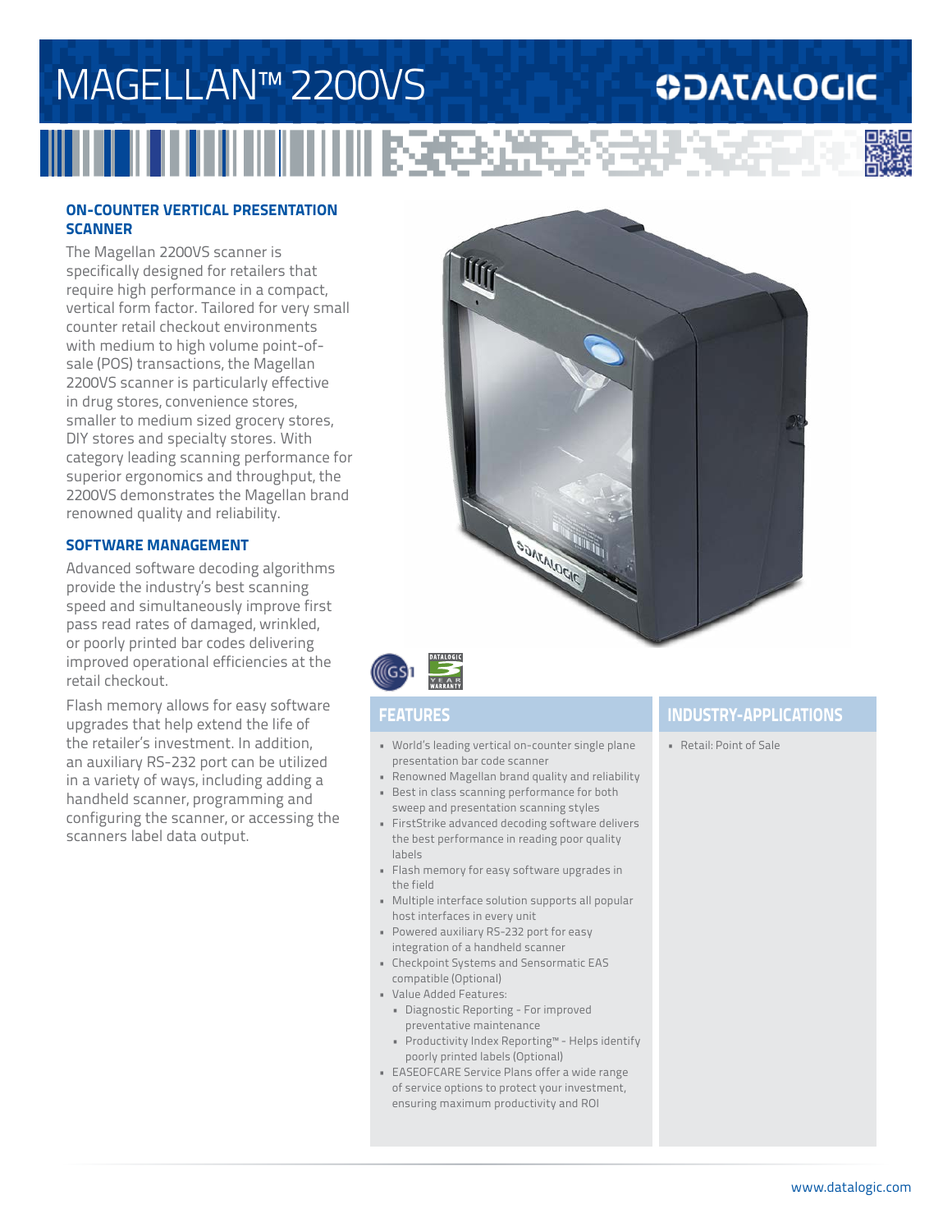# MAGELLAN™ 2200VS

DATALOGIC

## ON-COUNTER VERTICAL PRESENTATION SCANNER

The Magellan 2200VS scanner is specifically designed for retailers that require high performance in a compact, vertical form factor. Tailored for very small counter retail checkout environments with medium to high volume point-of-sale (POS) transactions, the Magellan 2200VS scanner is particularly effective in drug stores, convenience stores, smaller to medium sized grocery stores, DIY stores and specialty stores. With category leading scanning performance for superior ergonomics and throughput, the 2200VS demonstrates the Magellan brand renowned quality and reliability.

## SOFTWARE MANAGEMENT

Advanced software decoding algorithms provide the industry's best scanning speed and simultaneously improve first pass read rates of damaged, wrinkled, or poorly printed bar codes delivering improved operational efficiencies at the retail checkout.

Flash memory allows for easy software upgrades that help extend the life of the retailer's investment. In addition, an auxiliary RS-232 port can be utilized in a variety of ways, including adding a handheld scanner, programming and configuring the scanner, or accessing the scanners label data output.

## FEATURES

- World's leading vertical on-counter single plane presentation bar code scanner
- Renowned Magellan brand quality and reliability
- Best in class scanning performance for both sweep and presentation scanning styles
- FirstStrike advanced decoding software delivers the best performance in reading poor quality labels
- Flash memory for easy software upgrades in the field
- Multiple interface solution supports all popular host interfaces in every unit
- Powered auxiliary RS-232 port for easy integration of a handheld scanner
- Checkpoint Systems and Sensormatic EAS compatible (Optional)
- Value Added Features:
  - Diagnostic Reporting - For improved preventative maintenance
  - Productivity Index Reporting™ - Helps identify poorly printed labels (Optional)
- EASEOFCARE Service Plans offer a wide range of service options to protect your investment, ensuring maximum productivity and ROI

## INDUSTRY-APPLICATIONS

- Retail: Point of Sale

www.datalogic.com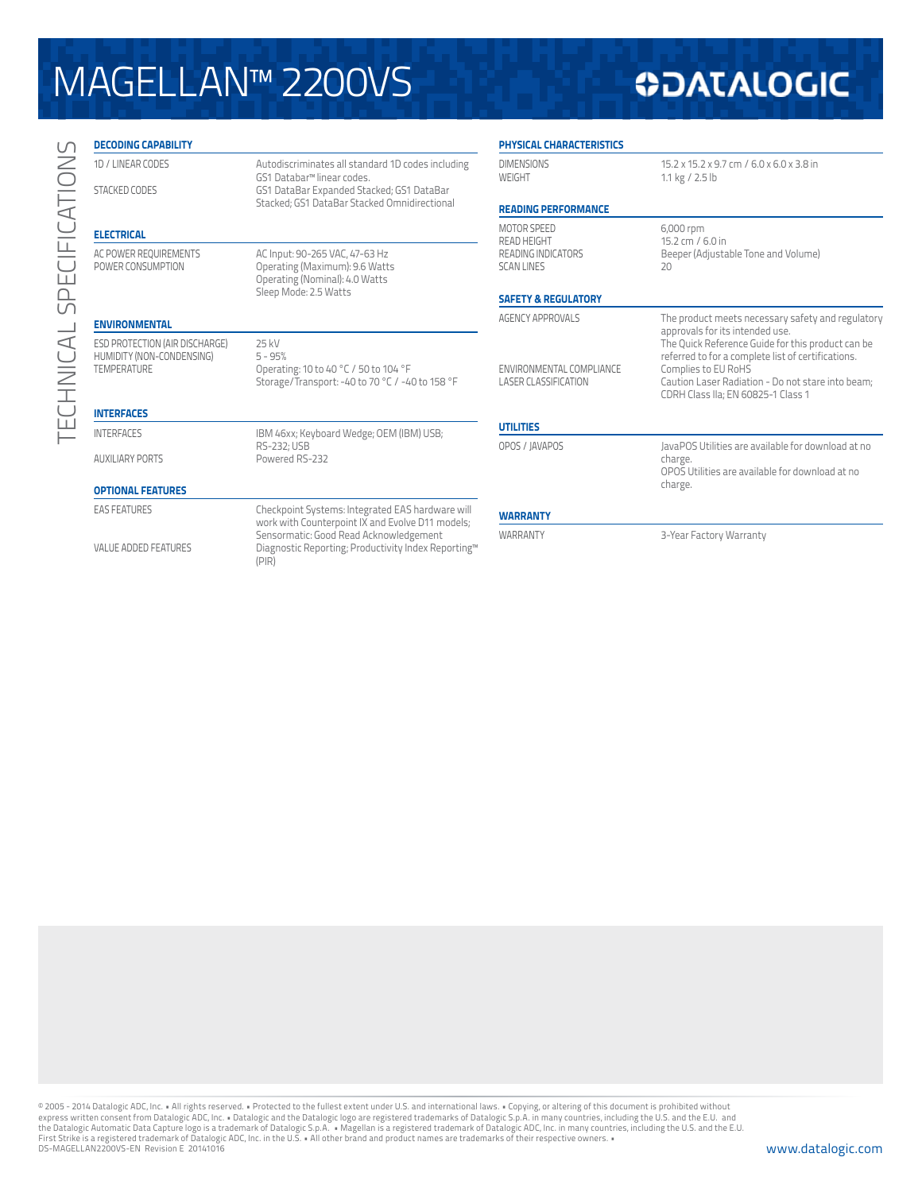# MAGELLAN™ 2200VS

## TECHNICAL SPECIFICATIONS

### DECODING CAPABILITY

| | |
|---|---|
| 1D / LINEAR CODES | Autodiscriminates all standard 1D codes including GS1 Databar™ linear codes. |
| STACKED CODES | GS1 DataBar Expanded Stacked; GS1 DataBar Stacked; GS1 DataBar Stacked Omnidirectional |

### ELECTRICAL

| | |
|---|---|
| AC POWER REQUIREMENTS | AC Input: 90-265 VAC, 47-63 Hz |
| POWER CONSUMPTION | Operating (Maximum): 9.6 Watts<br>Operating (Nominal): 4.0 Watts<br>Sleep Mode: 2.5 Watts |

### ENVIRONMENTAL

| | |
|---|---|
| ESD PROTECTION (AIR DISCHARGE) | 25 kV |
| HUMIDITY (NON-CONDENSING) | 5 - 95% |
| TEMPERATURE | Operating: 10 to 40 °C / 50 to 104 °F<br>Storage/Transport: -40 to 70 °C / -40 to 158 °F |

### INTERFACES

| | |
|---|---|
| INTERFACES | IBM 46xx; Keyboard Wedge; OEM (IBM) USB; RS-232; USB |
| AUXILIARY PORTS | Powered RS-232 |

### OPTIONAL FEATURES

| | |
|---|---|
| EAS FEATURES | Checkpoint Systems: Integrated EAS hardware will work with Counterpoint IX and Evolve D11 models; Sensormatic: Good Read Acknowledgement |
| VALUE ADDED FEATURES | Diagnostic Reporting; Productivity Index Reporting™ (PIR) |

### PHYSICAL CHARACTERISTICS

| | |
|---|---|
| DIMENSIONS | 15.2 x 15.2 x 9.7 cm / 6.0 x 6.0 x 3.8 in |
| WEIGHT | 1.1 kg / 2.5 lb |

### READING PERFORMANCE

| | |
|---|---|
| MOTOR SPEED | 6,000 rpm |
| READ HEIGHT | 15.2 cm / 6.0 in |
| READING INDICATORS | Beeper (Adjustable Tone and Volume) |
| SCAN LINES | 20 |

### SAFETY & REGULATORY

| | |
|---|---|
| AGENCY APPROVALS | The product meets necessary safety and regulatory approvals for its intended use.<br>The Quick Reference Guide for this product can be referred to for a complete list of certifications. |
| ENVIRONMENTAL COMPLIANCE | Complies to EU RoHS |
| LASER CLASSIFICATION | Caution Laser Radiation - Do not stare into beam; CDRH Class IIa; EN 60825-1 Class 1 |

### UTILITIES

| | |
|---|---|
| OPOS / JAVAPOS | JavaPOS Utilities are available for download at no charge.<br>OPOS Utilities are available for download at no charge. |

### WARRANTY

| | |
|---|---|
| WARRANTY | 3-Year Factory Warranty |

© 2005 - 2014 Datalogic ADC, Inc. • All rights reserved. • Protected to the fullest extent under U.S. and international laws. • Copying, or altering of this document is prohibited without express written consent from Datalogic ADC, Inc. • Datalogic and the Datalogic logo are registered trademarks of Datalogic S.p.A. in many countries, including the U.S. and the E.U. and the Datalogic Automatic Data Capture logo is a trademark of Datalogic S.p.A. • Magellan is a registered trademark of Datalogic ADC, Inc. in many countries, including the U.S. and the E.U. First Strike is a registered trademark of Datalogic ADC, Inc. in the U.S. • All other brand and product names are trademarks of their respective owners. •
DS-MAGELLAN2200VS-EN Revision E 20141016

www.datalogic.com